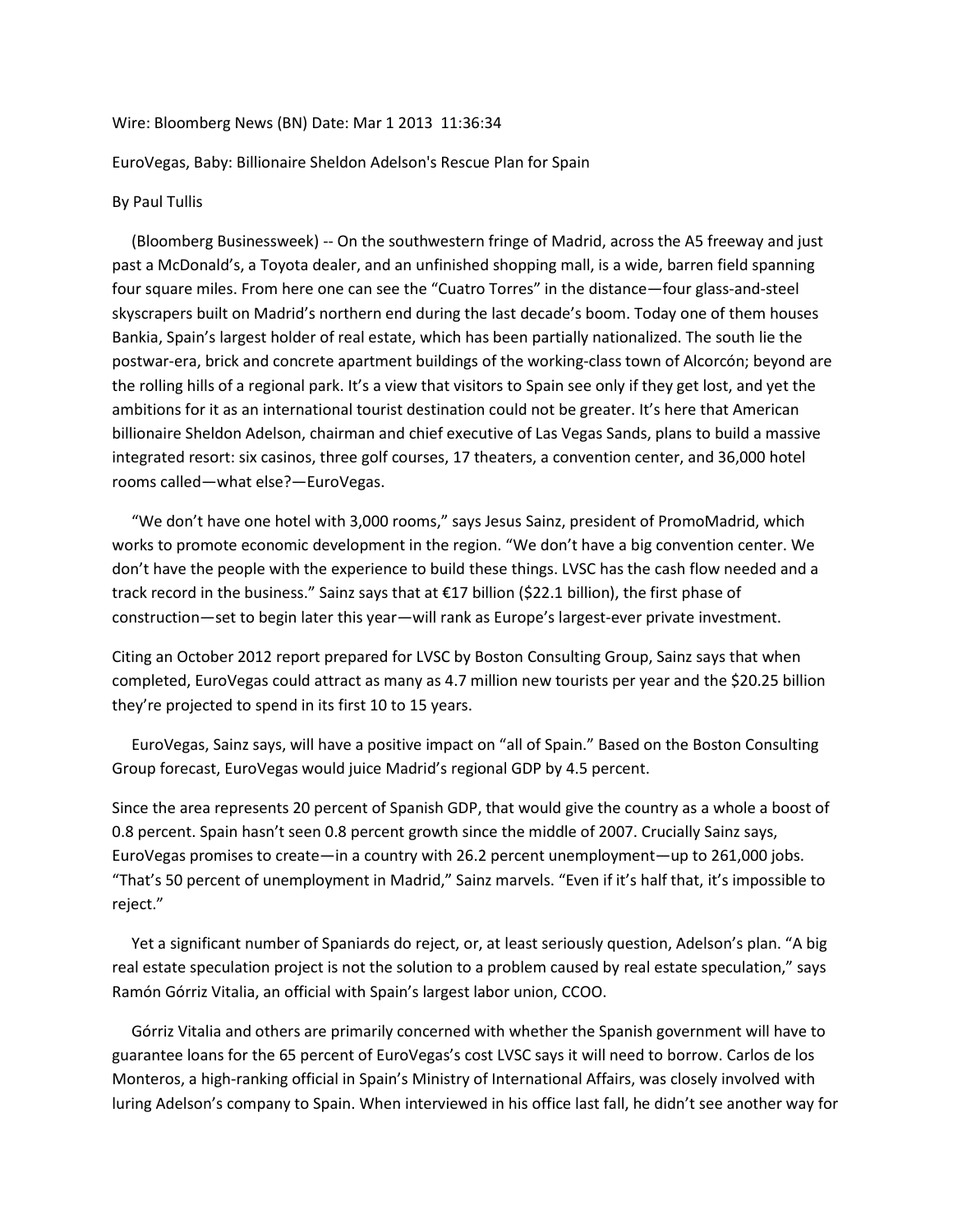Wire: Bloomberg News (BN) Date: Mar 1 2013 11:36:34

# EuroVegas, Baby: Billionaire Sheldon Adelson's Rescue Plan for Spain

By Paul Tullis

(Bloomberg Businessweek) -- On the southwestern fringe of Madrid, across the A5 freeway and just past a McDonald's, a Toyota dealer, and an unfinished shopping mall, is a wide, barren field spanning four square miles. From here one can see the "Cuatro Torres" in the distance—four glass-and-steel skyscrapers built on Madrid's northern end during the last decade's boom. Today one of them houses Bankia, Spain's largest holder of real estate, which has been partially nationalized. The south lie the postwar-era, brick and concrete apartment buildings of the working-class town of Alcorcón; beyond are the rolling hills of a regional park. It's a view that visitors to Spain see only if they get lost, and yet the ambitions for it as an international tourist destination could not be greater. It's here that American billionaire Sheldon Adelson, chairman and chief executive of Las Vegas Sands, plans to build a massive integrated resort: six casinos, three golf courses, 17 theaters, a convention center, and 36,000 hotel rooms called—what else?—EuroVegas.

"We don't have one hotel with 3,000 rooms," says Jesus Sainz, president of PromoMadrid, which works to promote economic development in the region. "We don't have a big convention center. We don't have the people with the experience to build these things. LVSC has the cash flow needed and a track record in the business." Sainz says that at €17 billion ($22.1 billion), the first phase of construction—set to begin later this year—will rank as Europe's largest-ever private investment.

Citing an October 2012 report prepared for LVSC by Boston Consulting Group, Sainz says that when completed, EuroVegas could attract as many as 4.7 million new tourists per year and the $20.25 billion they're projected to spend in its first 10 to 15 years.

EuroVegas, Sainz says, will have a positive impact on "all of Spain." Based on the Boston Consulting Group forecast, EuroVegas would juice Madrid's regional GDP by 4.5 percent.

Since the area represents 20 percent of Spanish GDP, that would give the country as a whole a boost of 0.8 percent. Spain hasn't seen 0.8 percent growth since the middle of 2007. Crucially Sainz says, EuroVegas promises to create—in a country with 26.2 percent unemployment—up to 261,000 jobs. "That's 50 percent of unemployment in Madrid," Sainz marvels. "Even if it's half that, it's impossible to reject."

Yet a significant number of Spaniards do reject, or, at least seriously question, Adelson's plan. "A big real estate speculation project is not the solution to a problem caused by real estate speculation," says Ramón Górriz Vitalia, an official with Spain's largest labor union, CCOO.

Górriz Vitalia and others are primarily concerned with whether the Spanish government will have to guarantee loans for the 65 percent of EuroVegas's cost LVSC says it will need to borrow. Carlos de los Monteros, a high-ranking official in Spain's Ministry of International Affairs, was closely involved with luring Adelson's company to Spain. When interviewed in his office last fall, he didn't see another way for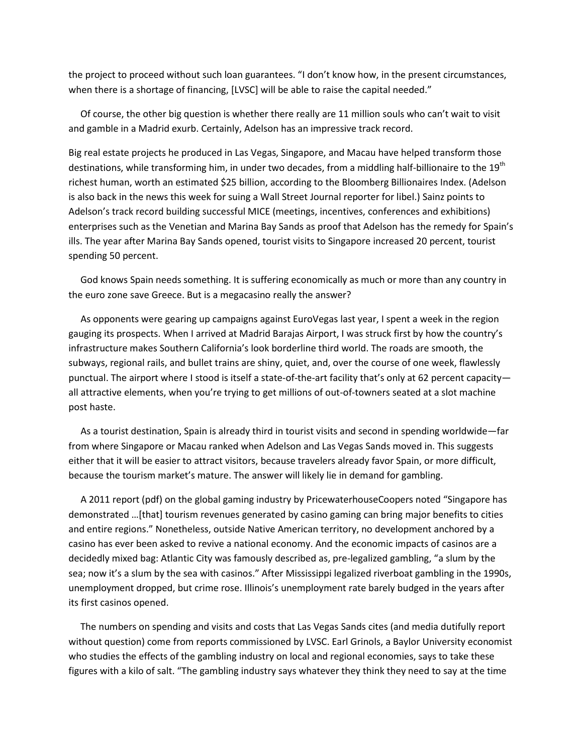the project to proceed without such loan guarantees. "I don't know how, in the present circumstances, when there is a shortage of financing, [LVSC] will be able to raise the capital needed."

Of course, the other big question is whether there really are 11 million souls who can't wait to visit and gamble in a Madrid exurb. Certainly, Adelson has an impressive track record.

Big real estate projects he produced in Las Vegas, Singapore, and Macau have helped transform those destinations, while transforming him, in under two decades, from a middling half-billionaire to the 19$^{th}$ richest human, worth an estimated $25 billion, according to the Bloomberg Billionaires Index. (Adelson is also back in the news this week for suing a Wall Street Journal reporter for libel.) Sainz points to Adelson's track record building successful MICE (meetings, incentives, conferences and exhibitions) enterprises such as the Venetian and Marina Bay Sands as proof that Adelson has the remedy for Spain's ills. The year after Marina Bay Sands opened, tourist visits to Singapore increased 20 percent, tourist spending 50 percent.

God knows Spain needs something. It is suffering economically as much or more than any country in the euro zone save Greece. But is a megacasino really the answer?

As opponents were gearing up campaigns against EuroVegas last year, I spent a week in the region gauging its prospects. When I arrived at Madrid Barajas Airport, I was struck first by how the country's infrastructure makes Southern California's look borderline third world. The roads are smooth, the subways, regional rails, and bullet trains are shiny, quiet, and, over the course of one week, flawlessly punctual. The airport where I stood is itself a state-of-the-art facility that's only at 62 percent capacity—all attractive elements, when you're trying to get millions of out-of-towners seated at a slot machine post haste.

As a tourist destination, Spain is already third in tourist visits and second in spending worldwide—far from where Singapore or Macau ranked when Adelson and Las Vegas Sands moved in. This suggests either that it will be easier to attract visitors, because travelers already favor Spain, or more difficult, because the tourism market's mature. The answer will likely lie in demand for gambling.

A 2011 report (pdf) on the global gaming industry by PricewaterhouseCoopers noted "Singapore has demonstrated …[that] tourism revenues generated by casino gaming can bring major benefits to cities and entire regions." Nonetheless, outside Native American territory, no development anchored by a casino has ever been asked to revive a national economy. And the economic impacts of casinos are a decidedly mixed bag: Atlantic City was famously described as, pre-legalized gambling, "a slum by the sea; now it's a slum by the sea with casinos." After Mississippi legalized riverboat gambling in the 1990s, unemployment dropped, but crime rose. Illinois's unemployment rate barely budged in the years after its first casinos opened.

The numbers on spending and visits and costs that Las Vegas Sands cites (and media dutifully report without question) come from reports commissioned by LVSC. Earl Grinols, a Baylor University economist who studies the effects of the gambling industry on local and regional economies, says to take these figures with a kilo of salt. "The gambling industry says whatever they think they need to say at the time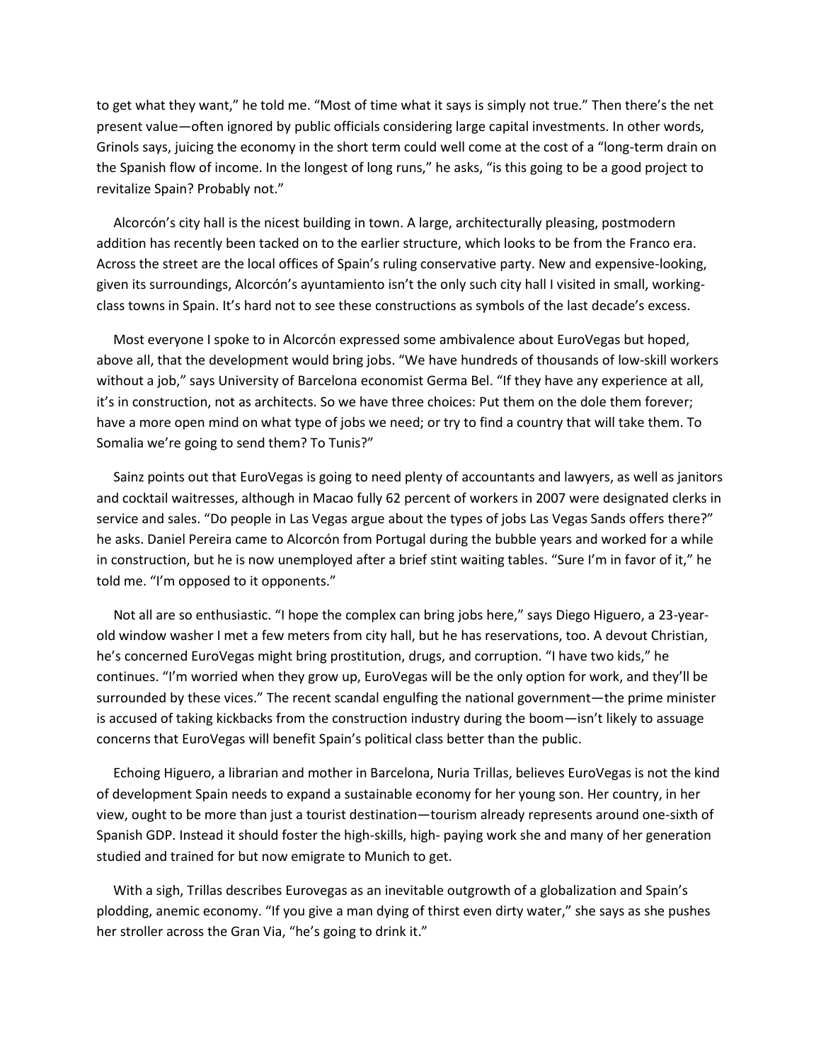to get what they want," he told me. "Most of time what it says is simply not true." Then there's the net present value—often ignored by public officials considering large capital investments. In other words, Grinols says, juicing the economy in the short term could well come at the cost of a "long-term drain on the Spanish flow of income. In the longest of long runs," he asks, "is this going to be a good project to revitalize Spain? Probably not."

Alcorcón's city hall is the nicest building in town. A large, architecturally pleasing, postmodern addition has recently been tacked on to the earlier structure, which looks to be from the Franco era. Across the street are the local offices of Spain's ruling conservative party. New and expensive-looking, given its surroundings, Alcorcón's ayuntamiento isn't the only such city hall I visited in small, working-class towns in Spain. It's hard not to see these constructions as symbols of the last decade's excess.

Most everyone I spoke to in Alcorcón expressed some ambivalence about EuroVegas but hoped, above all, that the development would bring jobs. "We have hundreds of thousands of low-skill workers without a job," says University of Barcelona economist Germa Bel. "If they have any experience at all, it's in construction, not as architects. So we have three choices: Put them on the dole them forever; have a more open mind on what type of jobs we need; or try to find a country that will take them. To Somalia we're going to send them? To Tunis?"

Sainz points out that EuroVegas is going to need plenty of accountants and lawyers, as well as janitors and cocktail waitresses, although in Macao fully 62 percent of workers in 2007 were designated clerks in service and sales. "Do people in Las Vegas argue about the types of jobs Las Vegas Sands offers there?" he asks. Daniel Pereira came to Alcorcón from Portugal during the bubble years and worked for a while in construction, but he is now unemployed after a brief stint waiting tables. "Sure I'm in favor of it," he told me. "I'm opposed to it opponents."

Not all are so enthusiastic. "I hope the complex can bring jobs here," says Diego Higuero, a 23-year-old window washer I met a few meters from city hall, but he has reservations, too. A devout Christian, he's concerned EuroVegas might bring prostitution, drugs, and corruption. "I have two kids," he continues. "I'm worried when they grow up, EuroVegas will be the only option for work, and they'll be surrounded by these vices." The recent scandal engulfing the national government—the prime minister is accused of taking kickbacks from the construction industry during the boom—isn't likely to assuage concerns that EuroVegas will benefit Spain's political class better than the public.

Echoing Higuero, a librarian and mother in Barcelona, Nuria Trillas, believes EuroVegas is not the kind of development Spain needs to expand a sustainable economy for her young son. Her country, in her view, ought to be more than just a tourist destination—tourism already represents around one-sixth of Spanish GDP. Instead it should foster the high-skills, high- paying work she and many of her generation studied and trained for but now emigrate to Munich to get.

With a sigh, Trillas describes Eurovegas as an inevitable outgrowth of a globalization and Spain's plodding, anemic economy. "If you give a man dying of thirst even dirty water," she says as she pushes her stroller across the Gran Via, "he's going to drink it."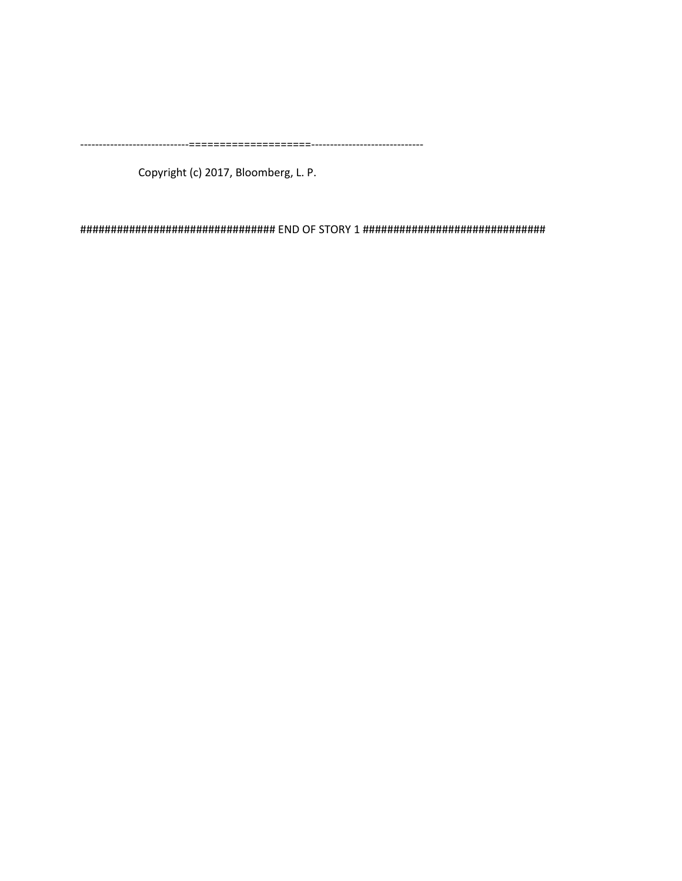----------------------------====================------------------------------

Copyright (c) 2017, Bloomberg, L. P.

################################ END OF STORY 1 ###############################